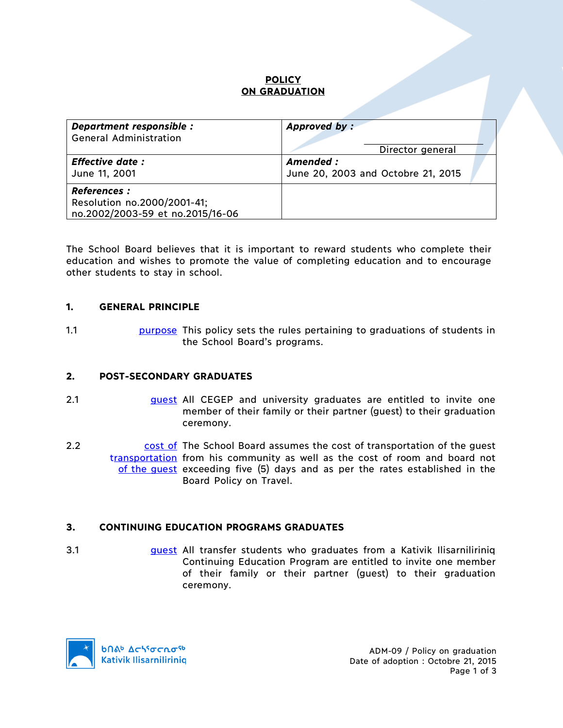# POLICY ON GRADUATION

| | |
|---|---|
| ***Department responsible :*** General Administration | ***Approved by :*** Director general |
| ***Effective date :*** June 11, 2001 | ***Amended :*** June 20, 2003 and Octobre 21, 2015 |
| ***References :*** Resolution no.2000/2001-41; no.2002/2003-59 et no.2015/16-06 | |

The School Board believes that it is important to reward students who complete their education and wishes to promote the value of completing education and to encourage other students to stay in school.

## 1. GENERAL PRINCIPLE

1.1 purpose This policy sets the rules pertaining to graduations of students in the School Board's programs.

## 2. POST-SECONDARY GRADUATES

2.1 guest All CEGEP and university graduates are entitled to invite one member of their family or their partner (guest) to their graduation ceremony.

2.2 cost of transportation of the guest The School Board assumes the cost of transportation of the guest from his community as well as the cost of room and board not exceeding five (5) days and as per the rates established in the Board Policy on Travel.

## 3. CONTINUING EDUCATION PROGRAMS GRADUATES

3.1 guest All transfer students who graduates from a Kativik Ilisarniliriniq Continuing Education Program are entitled to invite one member of their family or their partner (guest) to their graduation ceremony.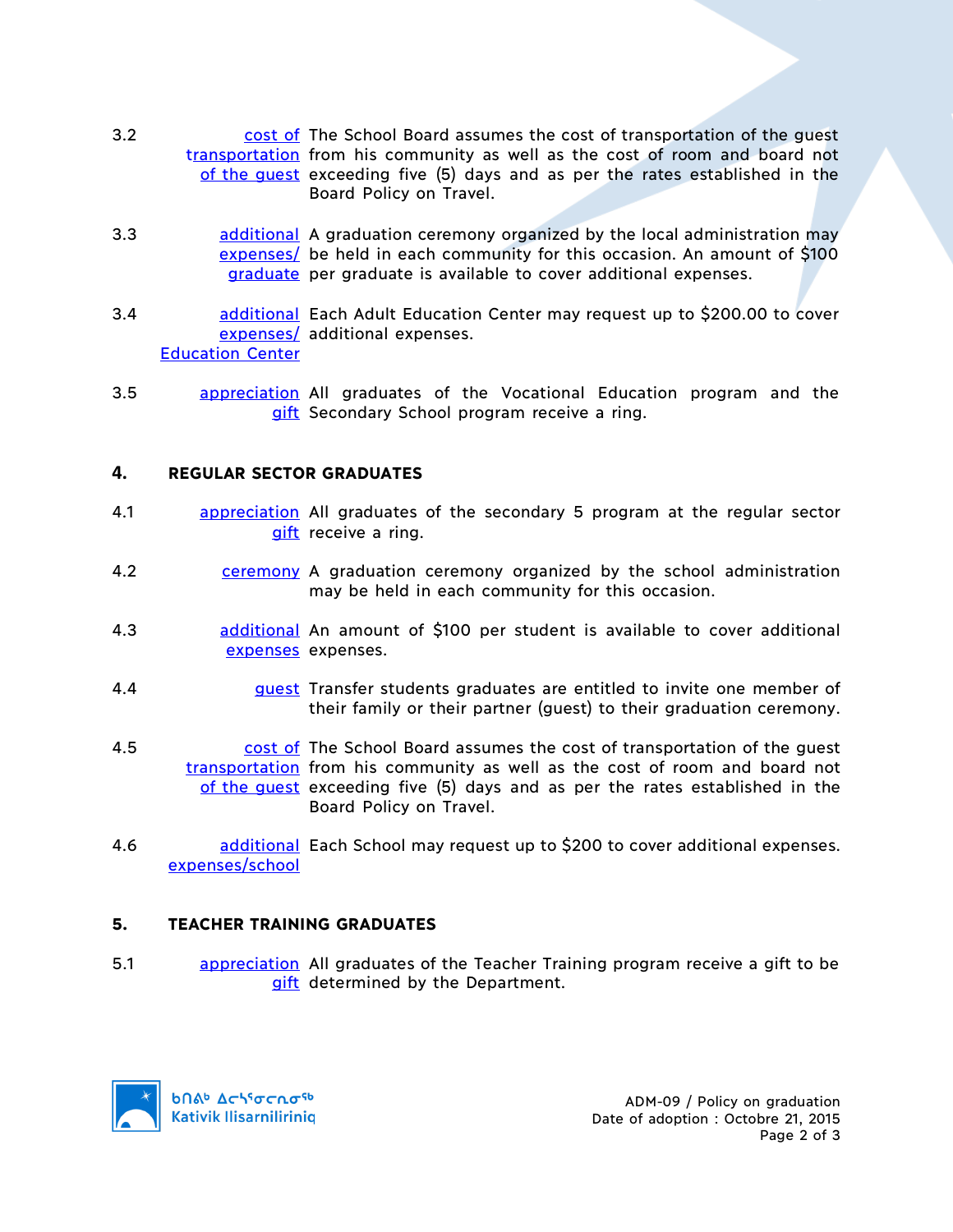3.2 [cost of transportation of the guest] The School Board assumes the cost of transportation of the guest from his community as well as the cost of room and board not exceeding five (5) days and as per the rates established in the Board Policy on Travel.

3.3 [additional expenses/ graduate] A graduation ceremony organized by the local administration may be held in each community for this occasion. An amount of $100 per graduate is available to cover additional expenses.

3.4 [additional expenses/ Education Center] Each Adult Education Center may request up to $200.00 to cover additional expenses.

3.5 [appreciation gift] All graduates of the Vocational Education program and the Secondary School program receive a ring.

## 4. REGULAR SECTOR GRADUATES

4.1 [appreciation gift] All graduates of the secondary 5 program at the regular sector receive a ring.

4.2 [ceremony] A graduation ceremony organized by the school administration may be held in each community for this occasion.

4.3 [additional expenses] An amount of $100 per student is available to cover additional expenses.

4.4 [guest] Transfer students graduates are entitled to invite one member of their family or their partner (guest) to their graduation ceremony.

4.5 [cost of transportation of the guest] The School Board assumes the cost of transportation of the guest from his community as well as the cost of room and board not exceeding five (5) days and as per the rates established in the Board Policy on Travel.

4.6 [additional expenses/school] Each School may request up to $200 to cover additional expenses.

## 5. TEACHER TRAINING GRADUATES

5.1 [appreciation gift] All graduates of the Teacher Training program receive a gift to be determined by the Department.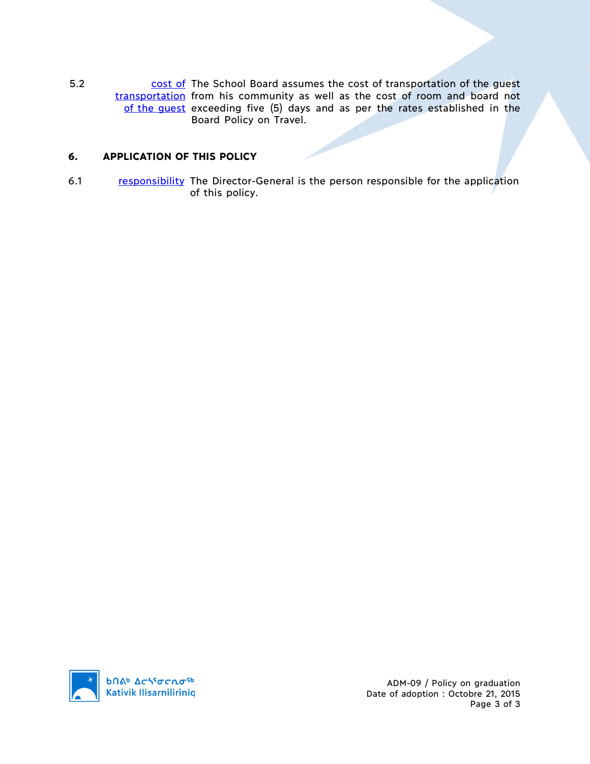5.2 **cost of transportation of the guest** — The School Board assumes the cost of transportation of the guest from his community as well as the cost of room and board not exceeding five (5) days and as per the rates established in the Board Policy on Travel.

## 6. APPLICATION OF THIS POLICY

6.1 **responsibility** — The Director-General is the person responsible for the application of this policy.